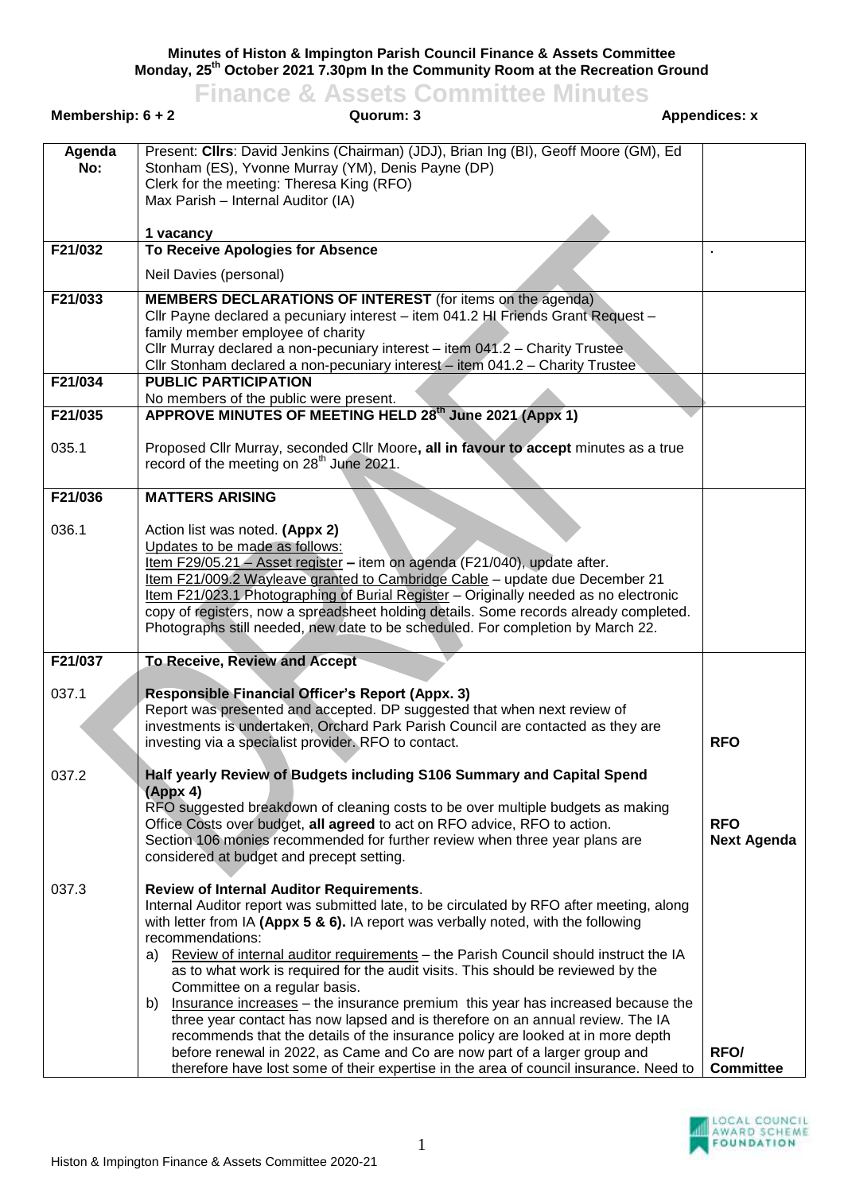**Minutes of Histon & Impington Parish Council Finance & Assets Committee**
**Monday, 25th October 2021 7.30pm In the Community Room at the Recreation Ground**

# Finance & Assets Committee Minutes

**Membership: 6 + 2** | **Quorum: 3** | **Appendices: x**

| Agenda No: | | |
|---|---|---|
| | Present: **Cllrs**: David Jenkins (Chairman) (JDJ), Brian Ing (BI), Geoff Moore (GM), Ed Stonham (ES), Yvonne Murray (YM), Denis Payne (DP)<br>Clerk for the meeting: Theresa King (RFO)<br>Max Parish – Internal Auditor (IA)<br><br>**1 vacancy** | |
| **F21/032** | **To Receive Apologies for Absence**<br><br>Neil Davies (personal) | . |
| **F21/033** | **MEMBERS DECLARATIONS OF INTEREST** (for items on the agenda)<br>Cllr Payne declared a pecuniary interest – item 041.2 HI Friends Grant Request – family member employee of charity<br>Cllr Murray declared a non-pecuniary interest – item 041.2 – Charity Trustee<br>Cllr Stonham declared a non-pecuniary interest – item 041.2 – Charity Trustee | |
| **F21/034** | **PUBLIC PARTICIPATION**<br>No members of the public were present. | |
| **F21/035** | **APPROVE MINUTES OF MEETING HELD 28th June 2021 (Appx 1)** | |
| 035.1 | Proposed Cllr Murray, seconded Cllr Moore, **all in favour to accept** minutes as a true record of the meeting on 28th June 2021. | |
| **F21/036** | **MATTERS ARISING** | |
| 036.1 | Action list was noted. **(Appx 2)**<br>Updates to be made as follows:<br>Item F29/05.21 – Asset register **–** item on agenda (F21/040), update after.<br>Item F21/009.2 Wayleave granted to Cambridge Cable – update due December 21<br>Item F21/023.1 Photographing of Burial Register – Originally needed as no electronic copy of registers, now a spreadsheet holding details. Some records already completed. Photographs still needed, new date to be scheduled. For completion by March 22. | |
| **F21/037** | **To Receive, Review and Accept** | |
| 037.1 | **Responsible Financial Officer's Report (Appx. 3)**<br>Report was presented and accepted. DP suggested that when next review of investments is undertaken, Orchard Park Parish Council are contacted as they are investing via a specialist provider. RFO to contact. | **RFO** |
| 037.2 | **Half yearly Review of Budgets including S106 Summary and Capital Spend (Appx 4)**<br>RFO suggested breakdown of cleaning costs to be over multiple budgets as making Office Costs over budget, **all agreed** to act on RFO advice, RFO to action.<br>Section 106 monies recommended for further review when three year plans are considered at budget and precept setting. | **RFO**<br>**Next Agenda** |
| 037.3 | **Review of Internal Auditor Requirements**.<br>Internal Auditor report was submitted late, to be circulated by RFO after meeting, along with letter from IA **(Appx 5 & 6).** IA report was verbally noted, with the following recommendations:<br>a) Review of internal auditor requirements – the Parish Council should instruct the IA as to what work is required for the audit visits. This should be reviewed by the Committee on a regular basis.<br>b) Insurance increases – the insurance premium this year has increased because the three year contact has now lapsed and is therefore on an annual review. The IA recommends that the details of the insurance policy are looked at in more depth before renewal in 2022, as Came and Co are now part of a larger group and therefore have lost some of their expertise in the area of council insurance. Need to | **RFO/ Committee** |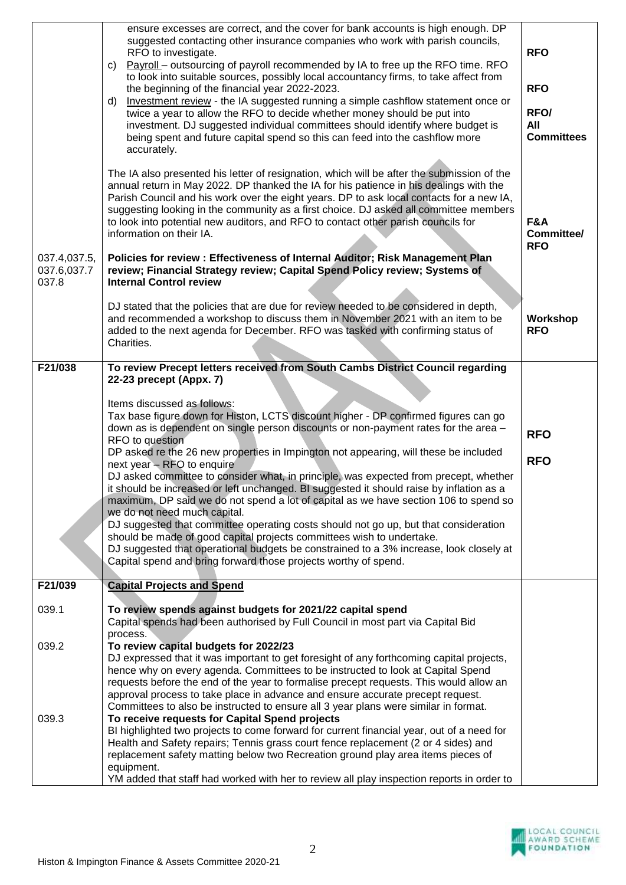| | | |
|---|---|---|
| | ensure excesses are correct, and the cover for bank accounts is high enough. DP suggested contacting other insurance companies who work with parish councils, RFO to investigate.<br>c) Payroll – outsourcing of payroll recommended by IA to free up the RFO time. RFO to look into suitable sources, possibly local accountancy firms, to take affect from the beginning of the financial year 2022-2023.<br>d) Investment review - the IA suggested running a simple cashflow statement once or twice a year to allow the RFO to decide whether money should be put into investment. DJ suggested individual committees should identify where budget is being spent and future capital spend so this can feed into the cashflow more accurately.<br><br>The IA also presented his letter of resignation, which will be after the submission of the annual return in May 2022. DP thanked the IA for his patience in his dealings with the Parish Council and his work over the eight years. DP to ask local contacts for a new IA, suggesting looking in the community as a first choice. DJ asked all committee members to look into potential new auditors, and RFO to contact other parish councils for information on their IA. | **RFO**<br><br>**RFO**<br><br>**RFO/ All Committees**<br><br><br>**F&A Committee/ RFO** |
| 037.4,037.5, 037.6,037.7 037.8 | **Policies for review : Effectiveness of Internal Auditor; Risk Management Plan review; Financial Strategy review; Capital Spend Policy review; Systems of Internal Control review**<br><br>DJ stated that the policies that are due for review needed to be considered in depth, and recommended a workshop to discuss them in November 2021 with an item to be added to the next agenda for December. RFO was tasked with confirming status of Charities. | <br><br><br>**Workshop RFO** |
| **F21/038** | **To review Precept letters received from South Cambs District Council regarding 22-23 precept (Appx. 7)**<br><br>Items discussed as follows:<br>Tax base figure down for Histon, LCTS discount higher - DP confirmed figures can go down as is dependent on single person discounts or non-payment rates for the area – RFO to question<br>DP asked re the 26 new properties in Impington not appearing, will these be included next year – RFO to enquire<br>DJ asked committee to consider what, in principle, was expected from precept, whether it should be increased or left unchanged. BI suggested it should raise by inflation as a maximum, DP said we do not spend a lot of capital as we have section 106 to spend so we do not need much capital.<br>DJ suggested that committee operating costs should not go up, but that consideration should be made of good capital projects committees wish to undertake.<br>DJ suggested that operational budgets be constrained to a 3% increase, look closely at Capital spend and bring forward those projects worthy of spend. | <br><br><br>**RFO**<br><br>**RFO** |
| **F21/039** | **Capital Projects and Spend** | |
| 039.1 | **To review spends against budgets for 2021/22 capital spend**<br>Capital spends had been authorised by Full Council in most part via Capital Bid process. | |
| 039.2 | **To review capital budgets for 2022/23**<br>DJ expressed that it was important to get foresight of any forthcoming capital projects, hence why on every agenda. Committees to be instructed to look at Capital Spend requests before the end of the year to formalise precept requests. This would allow an approval process to take place in advance and ensure accurate precept request. Committees to also be instructed to ensure all 3 year plans were similar in format. | |
| 039.3 | **To receive requests for Capital Spend projects**<br>BI highlighted two projects to come forward for current financial year, out of a need for Health and Safety repairs; Tennis grass court fence replacement (2 or 4 sides) and replacement safety matting below two Recreation ground play area items pieces of equipment.<br>YM added that staff had worked with her to review all play inspection reports in order to | |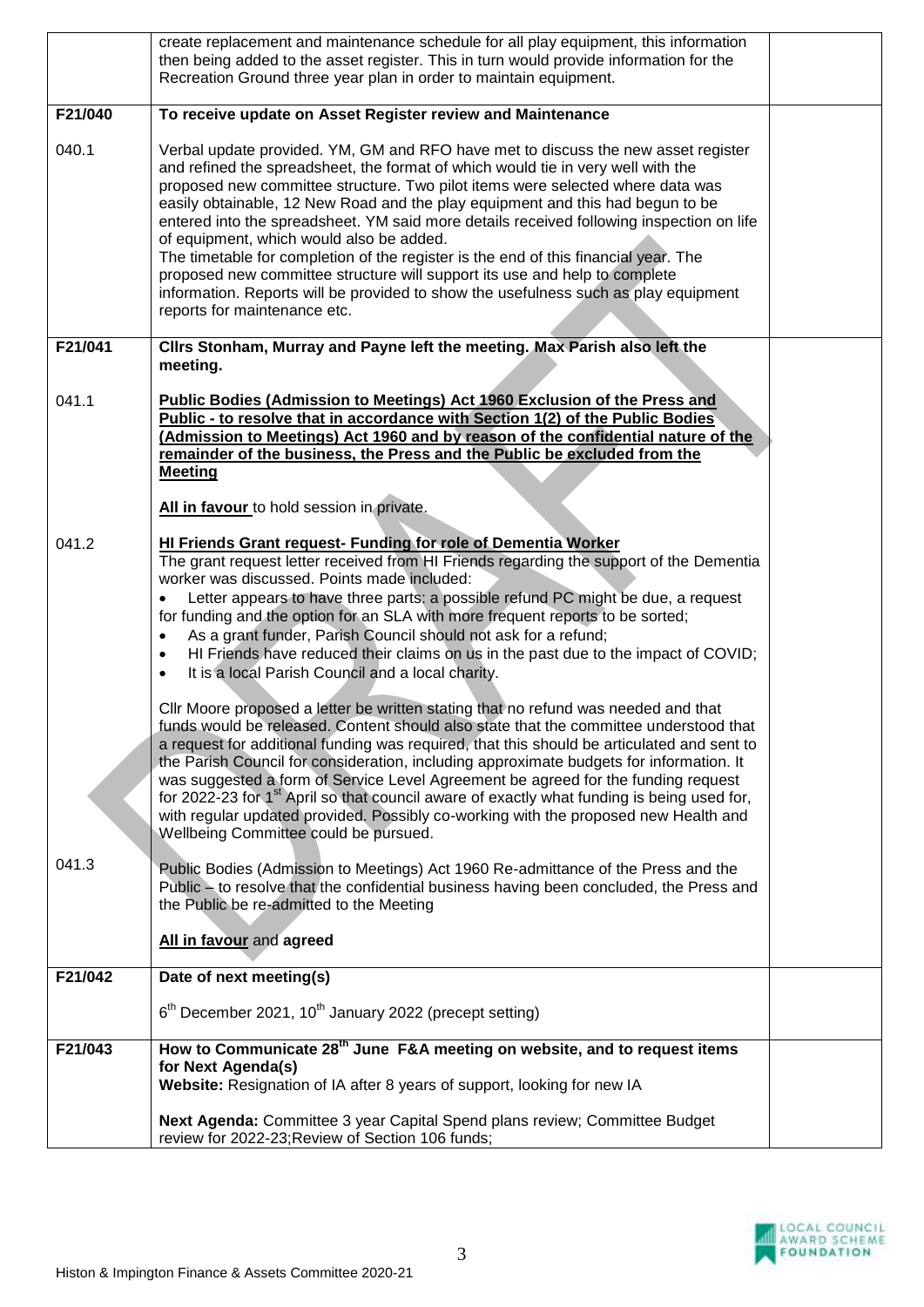| | | |
|---|---|---|
| | create replacement and maintenance schedule for all play equipment, this information then being added to the asset register. This in turn would provide information for the Recreation Ground three year plan in order to maintain equipment. | |
| **F21/040** | **To receive update on Asset Register review and Maintenance** | |
| 040.1 | Verbal update provided. YM, GM and RFO have met to discuss the new asset register and refined the spreadsheet, the format of which would tie in very well with the proposed new committee structure. Two pilot items were selected where data was easily obtainable, 12 New Road and the play equipment and this had begun to be entered into the spreadsheet. YM said more details received following inspection on life of equipment, which would also be added.<br>The timetable for completion of the register is the end of this financial year. The proposed new committee structure will support its use and help to complete information. Reports will be provided to show the usefulness such as play equipment reports for maintenance etc. | |
| **F21/041** | **Cllrs Stonham, Murray and Payne left the meeting. Max Parish also left the meeting.** | |
| 041.1 | **Public Bodies (Admission to Meetings) Act 1960 Exclusion of the Press and Public - to resolve that in accordance with Section 1(2) of the Public Bodies (Admission to Meetings) Act 1960 and by reason of the confidential nature of the remainder of the business, the Press and the Public be excluded from the Meeting**<br><br>**All in favour** to hold session in private. | |
| 041.2 | **HI Friends Grant request- Funding for role of Dementia Worker**<br>The grant request letter received from HI Friends regarding the support of the Dementia worker was discussed. Points made included:<br>• Letter appears to have three parts: a possible refund PC might be due, a request for funding and the option for an SLA with more frequent reports to be sorted;<br>• As a grant funder, Parish Council should not ask for a refund;<br>• HI Friends have reduced their claims on us in the past due to the impact of COVID;<br>• It is a local Parish Council and a local charity.<br><br>Cllr Moore proposed a letter be written stating that no refund was needed and that funds would be released. Content should also state that the committee understood that a request for additional funding was required, that this should be articulated and sent to the Parish Council for consideration, including approximate budgets for information. It was suggested a form of Service Level Agreement be agreed for the funding request for 2022-23 for 1st April so that council aware of exactly what funding is being used for, with regular updated provided. Possibly co-working with the proposed new Health and Wellbeing Committee could be pursued. | |
| 041.3 | Public Bodies (Admission to Meetings) Act 1960 Re-admittance of the Press and the Public – to resolve that the confidential business having been concluded, the Press and the Public be re-admitted to the Meeting<br><br>**All in favour** and **agreed** | |
| **F21/042** | **Date of next meeting(s)**<br><br>6th December 2021, 10th January 2022 (precept setting) | |
| **F21/043** | **How to Communicate 28th June F&A meeting on website, and to request items for Next Agenda(s)**<br>**Website:** Resignation of IA after 8 years of support, looking for new IA<br><br>**Next Agenda:** Committee 3 year Capital Spend plans review; Committee Budget review for 2022-23;Review of Section 106 funds; | |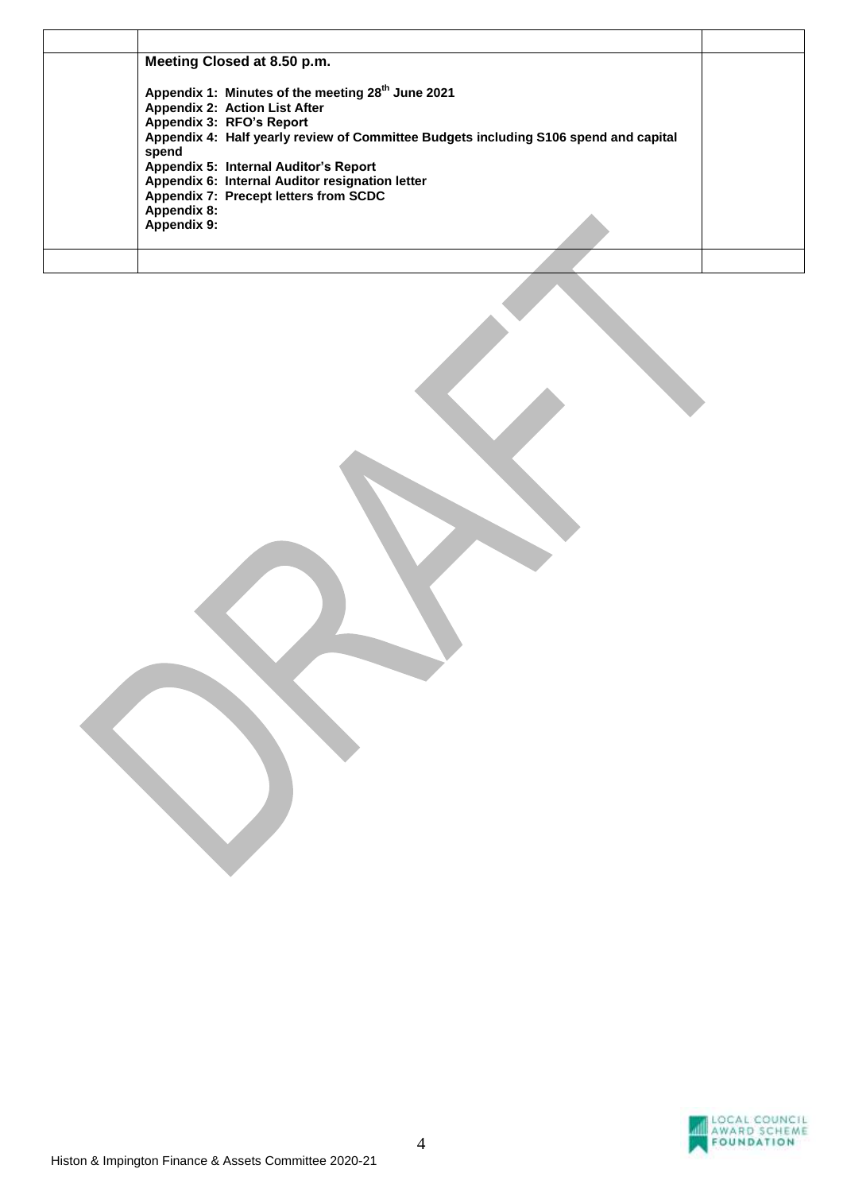| | | |
|---|---|---|
| | | |
| | **Meeting Closed at 8.50 p.m.**<br><br>**Appendix 1: Minutes of the meeting 28th June 2021**<br>**Appendix 2: Action List After**<br>**Appendix 3: RFO's Report**<br>**Appendix 4: Half yearly review of Committee Budgets including S106 spend and capital spend**<br>**Appendix 5: Internal Auditor's Report**<br>**Appendix 6: Internal Auditor resignation letter**<br>**Appendix 7: Precept letters from SCDC**<br>**Appendix 8:**<br>**Appendix 9:** | |
| | | |

DRAFT